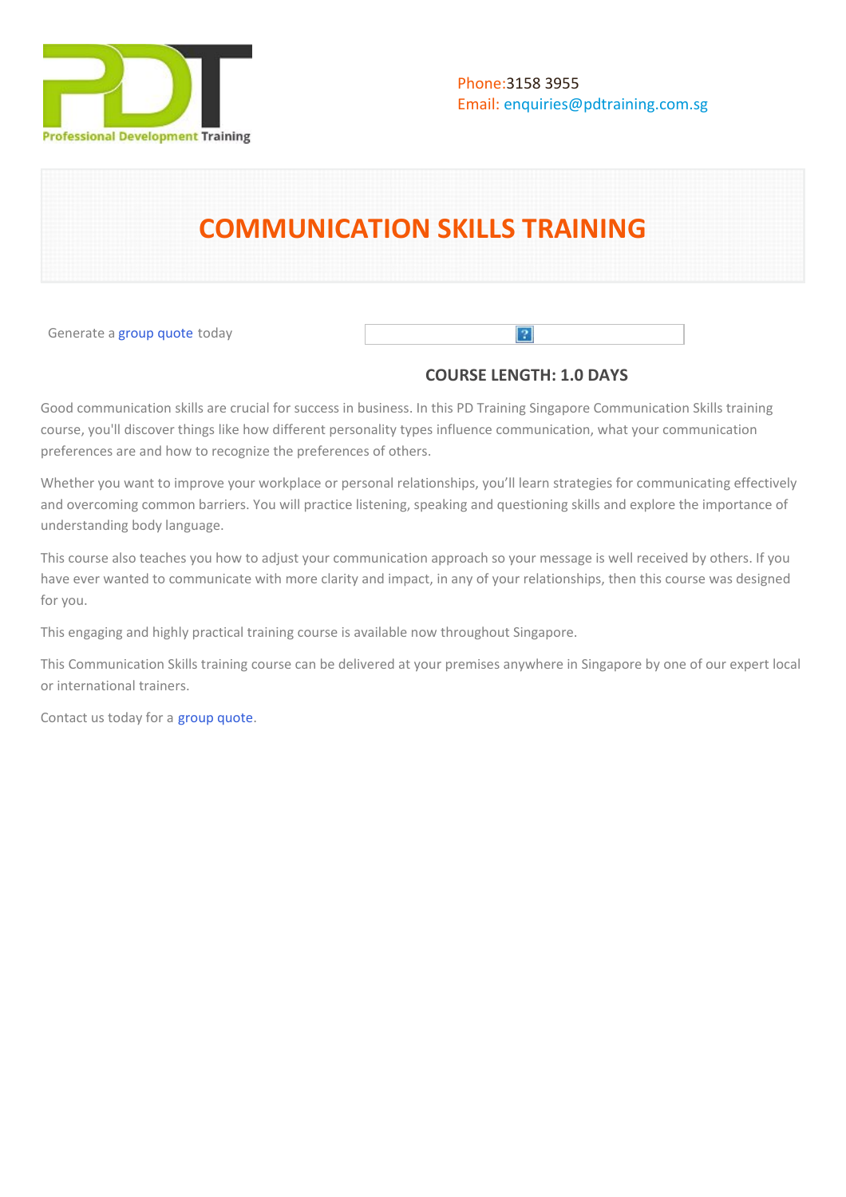Phone:3158 3955
Email: enquiries@pdtraining.com.sg

# COMMUNICATION SKILLS TRAINING

Generate a group quote today

**COURSE LENGTH: 1.0 DAYS**

Good communication skills are crucial for success in business. In this PD Training Singapore Communication Skills training course, you'll discover things like how different personality types influence communication, what your communication preferences are and how to recognize the preferences of others.

Whether you want to improve your workplace or personal relationships, you'll learn strategies for communicating effectively and overcoming common barriers. You will practice listening, speaking and questioning skills and explore the importance of understanding body language.

This course also teaches you how to adjust your communication approach so your message is well received by others. If you have ever wanted to communicate with more clarity and impact, in any of your relationships, then this course was designed for you.

This engaging and highly practical training course is available now throughout Singapore.

This Communication Skills training course can be delivered at your premises anywhere in Singapore by one of our expert local or international trainers.

Contact us today for a group quote.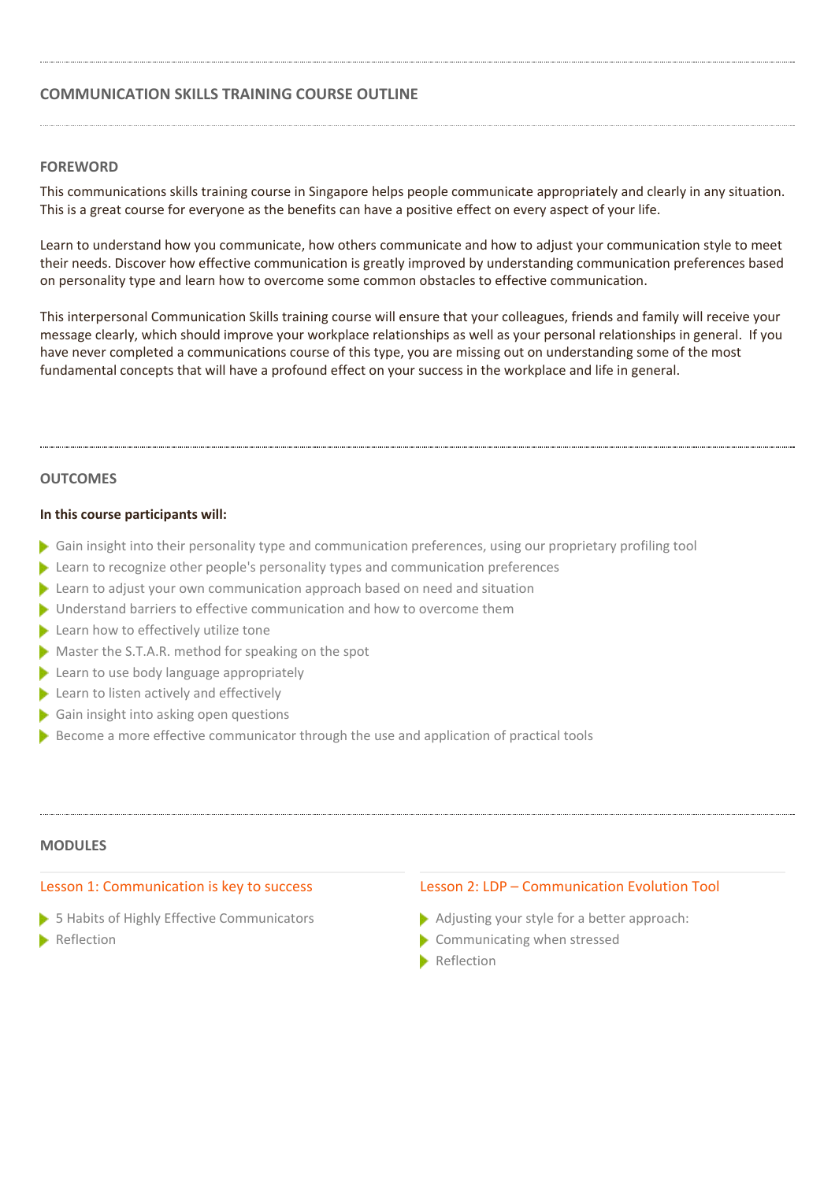## COMMUNICATION SKILLS TRAINING COURSE OUTLINE

### FOREWORD

This communications skills training course in Singapore helps people communicate appropriately and clearly in any situation. This is a great course for everyone as the benefits can have a positive effect on every aspect of your life.

Learn to understand how you communicate, how others communicate and how to adjust your communication style to meet their needs. Discover how effective communication is greatly improved by understanding communication preferences based on personality type and learn how to overcome some common obstacles to effective communication.

This interpersonal Communication Skills training course will ensure that your colleagues, friends and family will receive your message clearly, which should improve your workplace relationships as well as your personal relationships in general. If you have never completed a communications course of this type, you are missing out on understanding some of the most fundamental concepts that will have a profound effect on your success in the workplace and life in general.

### OUTCOMES

**In this course participants will:**

- Gain insight into their personality type and communication preferences, using our proprietary profiling tool
- Learn to recognize other people's personality types and communication preferences
- Learn to adjust your own communication approach based on need and situation
- Understand barriers to effective communication and how to overcome them
- Learn how to effectively utilize tone
- Master the S.T.A.R. method for speaking on the spot
- Learn to use body language appropriately
- Learn to listen actively and effectively
- Gain insight into asking open questions
- Become a more effective communicator through the use and application of practical tools

### MODULES

#### Lesson 1: Communication is key to success

- 5 Habits of Highly Effective Communicators
- Reflection

#### Lesson 2: LDP – Communication Evolution Tool

- Adjusting your style for a better approach:
- Communicating when stressed
- Reflection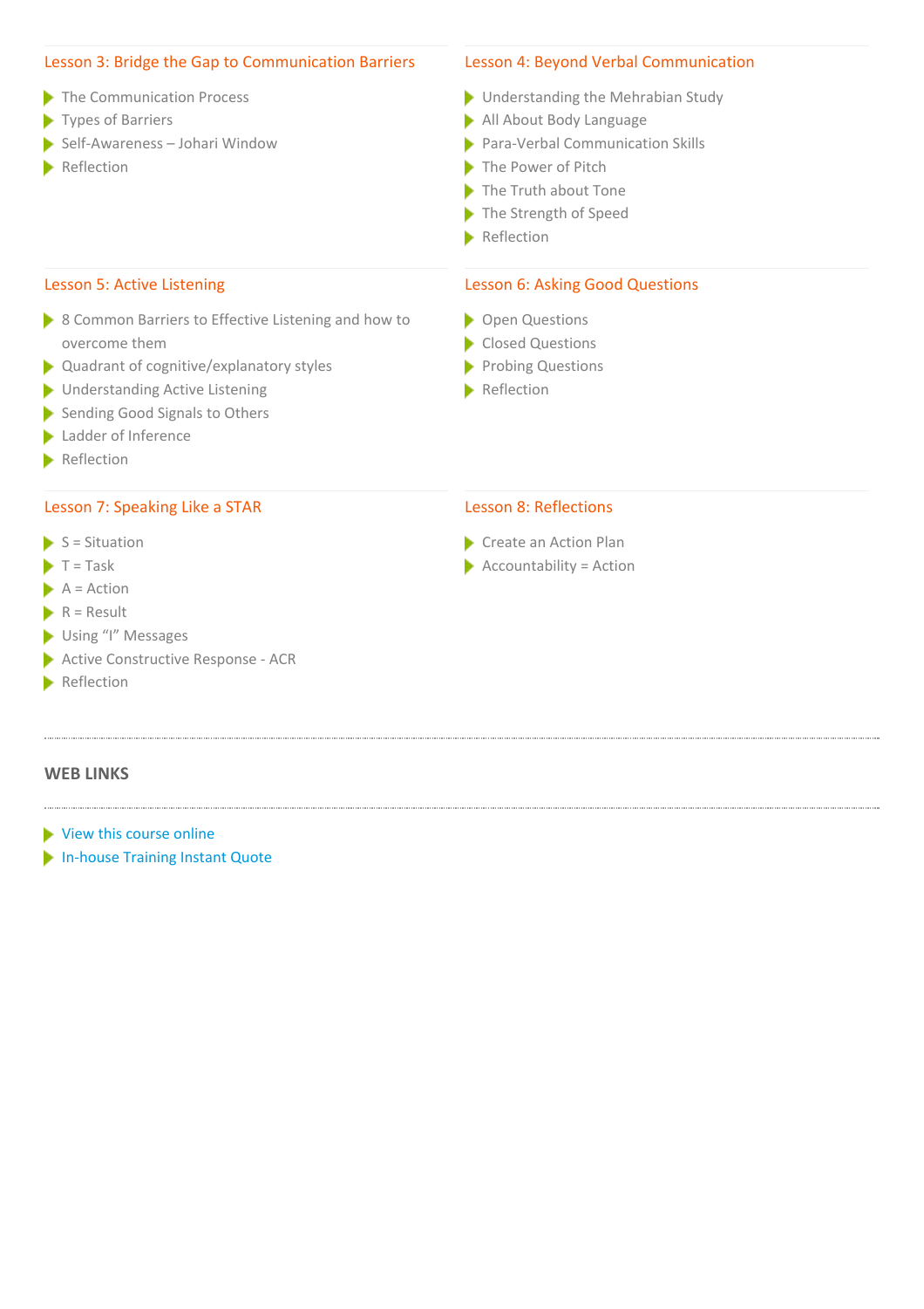### Lesson 3: Bridge the Gap to Communication Barriers

- The Communication Process
- Types of Barriers
- Self-Awareness – Johari Window
- Reflection

### Lesson 4: Beyond Verbal Communication

- Understanding the Mehrabian Study
- All About Body Language
- Para-Verbal Communication Skills
- The Power of Pitch
- The Truth about Tone
- The Strength of Speed
- Reflection

### Lesson 5: Active Listening

- 8 Common Barriers to Effective Listening and how to overcome them
- Quadrant of cognitive/explanatory styles
- Understanding Active Listening
- Sending Good Signals to Others
- Ladder of Inference
- Reflection

### Lesson 6: Asking Good Questions

- Open Questions
- Closed Questions
- Probing Questions
- Reflection

### Lesson 7: Speaking Like a STAR

- S = Situation
- T = Task
- A = Action
- R = Result
- Using "I" Messages
- Active Constructive Response - ACR
- Reflection

### Lesson 8: Reflections

- Create an Action Plan
- Accountability = Action

## WEB LINKS

- View this course online
- In-house Training Instant Quote